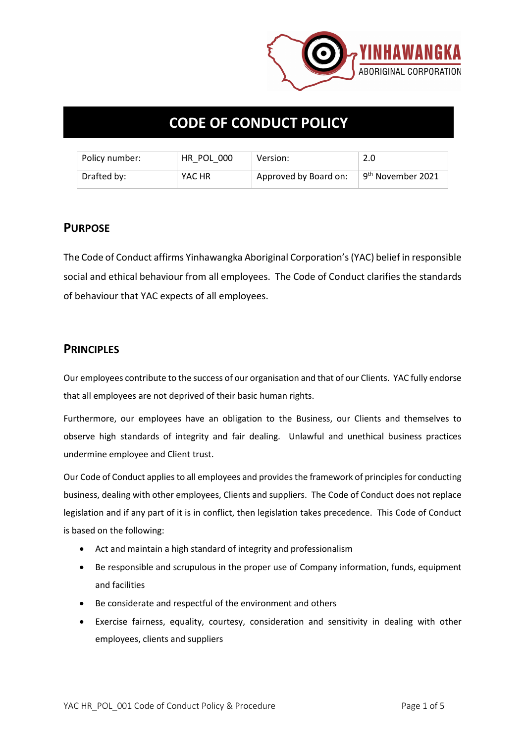# CODE OF CONDUCT POLICY

| Policy number: | HR_POL_000 | Version: | 2.0 |
|---|---|---|---|
| Drafted by: | YAC HR | Approved by Board on: | 9th November 2021 |

## PURPOSE

The Code of Conduct affirms Yinhawangka Aboriginal Corporation's (YAC) belief in responsible social and ethical behaviour from all employees. The Code of Conduct clarifies the standards of behaviour that YAC expects of all employees.

## PRINCIPLES

Our employees contribute to the success of our organisation and that of our Clients. YAC fully endorse that all employees are not deprived of their basic human rights.

Furthermore, our employees have an obligation to the Business, our Clients and themselves to observe high standards of integrity and fair dealing. Unlawful and unethical business practices undermine employee and Client trust.

Our Code of Conduct applies to all employees and provides the framework of principles for conducting business, dealing with other employees, Clients and suppliers. The Code of Conduct does not replace legislation and if any part of it is in conflict, then legislation takes precedence. This Code of Conduct is based on the following:

- Act and maintain a high standard of integrity and professionalism
- Be responsible and scrupulous in the proper use of Company information, funds, equipment and facilities
- Be considerate and respectful of the environment and others
- Exercise fairness, equality, courtesy, consideration and sensitivity in dealing with other employees, clients and suppliers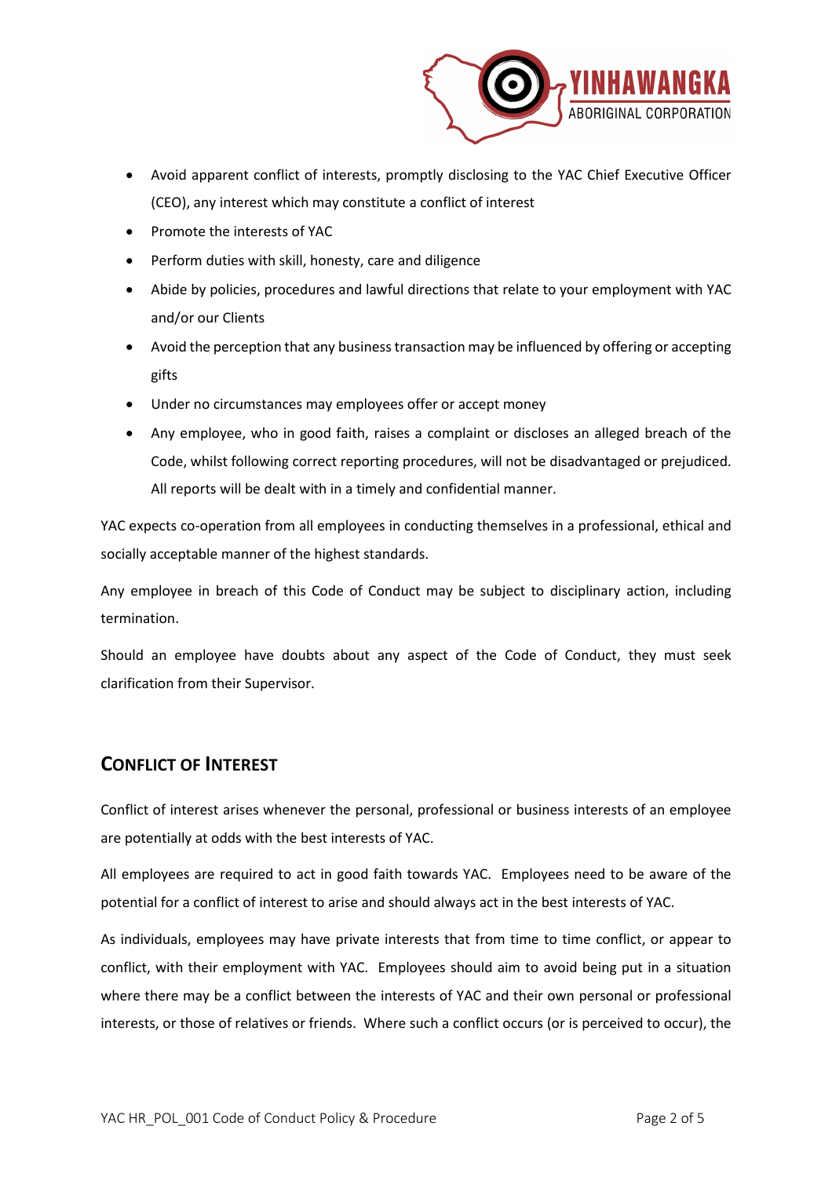- Avoid apparent conflict of interests, promptly disclosing to the YAC Chief Executive Officer (CEO), any interest which may constitute a conflict of interest
- Promote the interests of YAC
- Perform duties with skill, honesty, care and diligence
- Abide by policies, procedures and lawful directions that relate to your employment with YAC and/or our Clients
- Avoid the perception that any business transaction may be influenced by offering or accepting gifts
- Under no circumstances may employees offer or accept money
- Any employee, who in good faith, raises a complaint or discloses an alleged breach of the Code, whilst following correct reporting procedures, will not be disadvantaged or prejudiced. All reports will be dealt with in a timely and confidential manner.

YAC expects co-operation from all employees in conducting themselves in a professional, ethical and socially acceptable manner of the highest standards.

Any employee in breach of this Code of Conduct may be subject to disciplinary action, including termination.

Should an employee have doubts about any aspect of the Code of Conduct, they must seek clarification from their Supervisor.

## CONFLICT OF INTEREST

Conflict of interest arises whenever the personal, professional or business interests of an employee are potentially at odds with the best interests of YAC.

All employees are required to act in good faith towards YAC. Employees need to be aware of the potential for a conflict of interest to arise and should always act in the best interests of YAC.

As individuals, employees may have private interests that from time to time conflict, or appear to conflict, with their employment with YAC. Employees should aim to avoid being put in a situation where there may be a conflict between the interests of YAC and their own personal or professional interests, or those of relatives or friends. Where such a conflict occurs (or is perceived to occur), the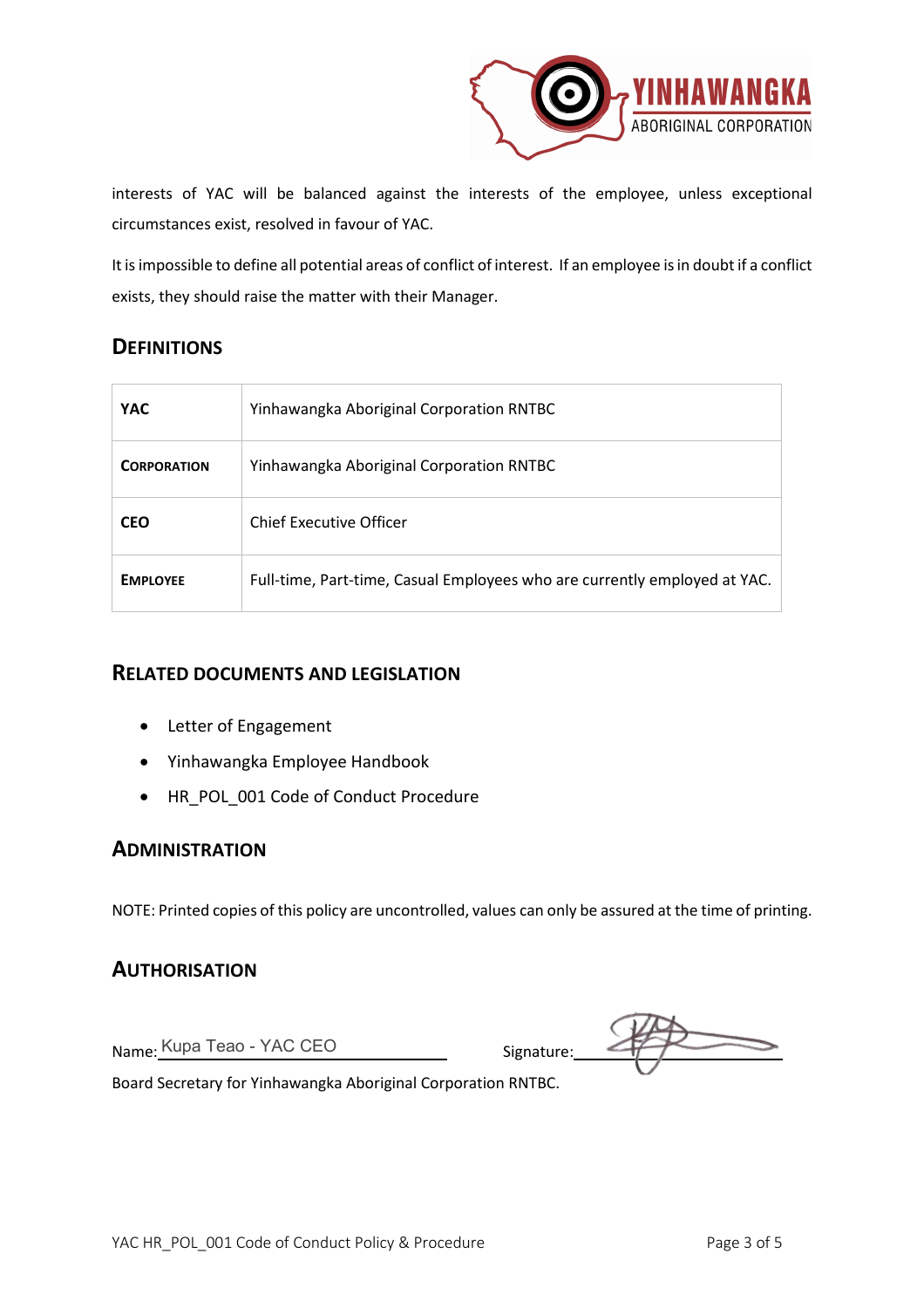interests of YAC will be balanced against the interests of the employee, unless exceptional circumstances exist, resolved in favour of YAC.

It is impossible to define all potential areas of conflict of interest. If an employee is in doubt if a conflict exists, they should raise the matter with their Manager.

## Definitions

| | |
|---|---|
| **YAC** | Yinhawangka Aboriginal Corporation RNTBC |
| **Corporation** | Yinhawangka Aboriginal Corporation RNTBC |
| **CEO** | Chief Executive Officer |
| **Employee** | Full-time, Part-time, Casual Employees who are currently employed at YAC. |

## Related Documents and Legislation

- Letter of Engagement
- Yinhawangka Employee Handbook
- HR_POL_001 Code of Conduct Procedure

## Administration

NOTE: Printed copies of this policy are uncontrolled, values can only be assured at the time of printing.

## Authorisation

Name: Kupa Teao - YAC CEO Signature: ____________

Board Secretary for Yinhawangka Aboriginal Corporation RNTBC.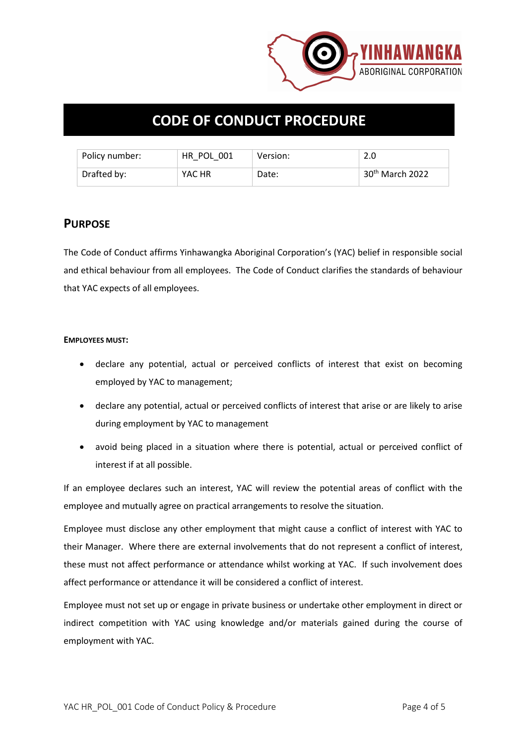# CODE OF CONDUCT PROCEDURE

| Policy number: | HR_POL_001 | Version: | 2.0 |
|---|---|---|---|
| Drafted by: | YAC HR | Date: | 30th March 2022 |

## PURPOSE

The Code of Conduct affirms Yinhawangka Aboriginal Corporation's (YAC) belief in responsible social and ethical behaviour from all employees. The Code of Conduct clarifies the standards of behaviour that YAC expects of all employees.

**EMPLOYEES MUST:**

- declare any potential, actual or perceived conflicts of interest that exist on becoming employed by YAC to management;
- declare any potential, actual or perceived conflicts of interest that arise or are likely to arise during employment by YAC to management
- avoid being placed in a situation where there is potential, actual or perceived conflict of interest if at all possible.

If an employee declares such an interest, YAC will review the potential areas of conflict with the employee and mutually agree on practical arrangements to resolve the situation.

Employee must disclose any other employment that might cause a conflict of interest with YAC to their Manager. Where there are external involvements that do not represent a conflict of interest, these must not affect performance or attendance whilst working at YAC. If such involvement does affect performance or attendance it will be considered a conflict of interest.

Employee must not set up or engage in private business or undertake other employment in direct or indirect competition with YAC using knowledge and/or materials gained during the course of employment with YAC.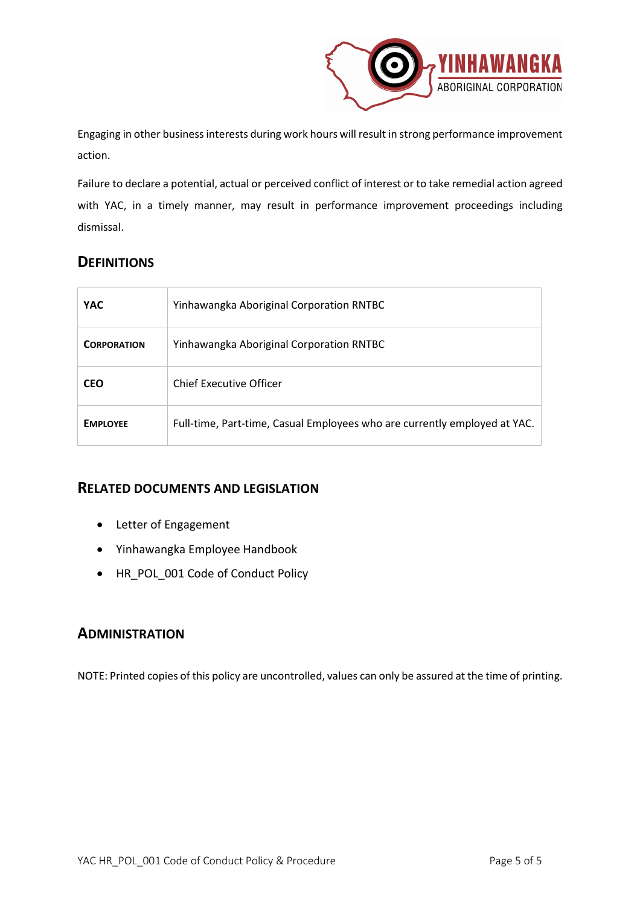Engaging in other business interests during work hours will result in strong performance improvement action.

Failure to declare a potential, actual or perceived conflict of interest or to take remedial action agreed with YAC, in a timely manner, may result in performance improvement proceedings including dismissal.

## DEFINITIONS

| | |
|---|---|
| **YAC** | Yinhawangka Aboriginal Corporation RNTBC |
| **CORPORATION** | Yinhawangka Aboriginal Corporation RNTBC |
| **CEO** | Chief Executive Officer |
| **EMPLOYEE** | Full-time, Part-time, Casual Employees who are currently employed at YAC. |

## RELATED DOCUMENTS AND LEGISLATION

- Letter of Engagement
- Yinhawangka Employee Handbook
- HR_POL_001 Code of Conduct Policy

## ADMINISTRATION

NOTE: Printed copies of this policy are uncontrolled, values can only be assured at the time of printing.